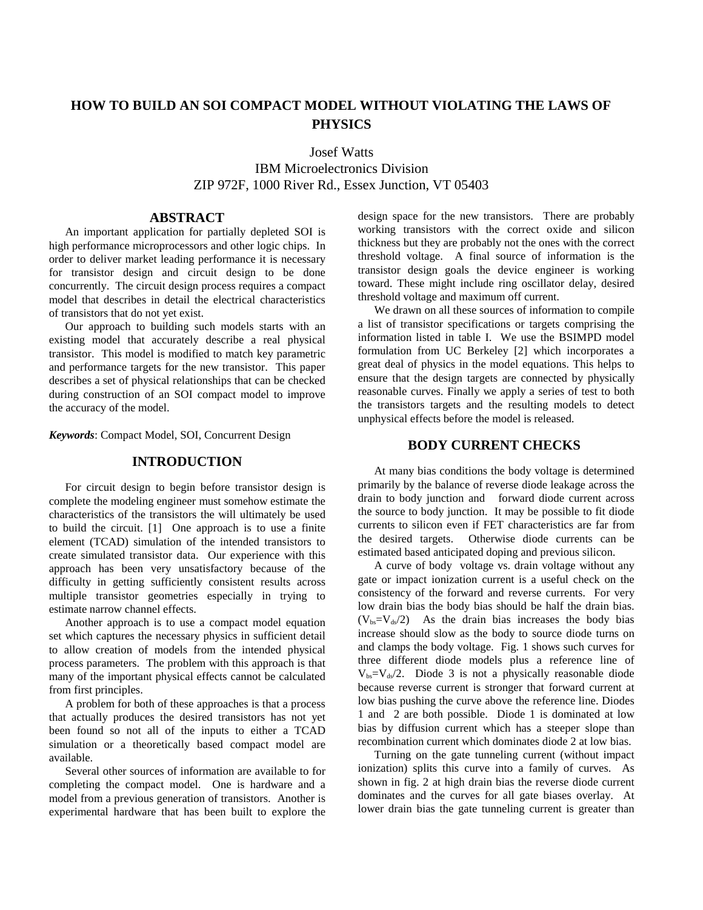# HOW TO BUILD AN SOI COMPACT MODEL WITHOUT VIOLATING THE LAWS OF PHYSICS

Josef Watts
IBM Microelectronics Division
ZIP 972F, 1000 River Rd., Essex Junction, VT 05403

## ABSTRACT

An important application for partially depleted SOI is high performance microprocessors and other logic chips. In order to deliver market leading performance it is necessary for transistor design and circuit design to be done concurrently. The circuit design process requires a compact model that describes in detail the electrical characteristics of transistors that do not yet exist.

Our approach to building such models starts with an existing model that accurately describe a real physical transistor. This model is modified to match key parametric and performance targets for the new transistor. This paper describes a set of physical relationships that can be checked during construction of an SOI compact model to improve the accuracy of the model.

***Keywords***: Compact Model, SOI, Concurrent Design

## INTRODUCTION

For circuit design to begin before transistor design is complete the modeling engineer must somehow estimate the characteristics of the transistors the will ultimately be used to build the circuit. [1] One approach is to use a finite element (TCAD) simulation of the intended transistors to create simulated transistor data. Our experience with this approach has been very unsatisfactory because of the difficulty in getting sufficiently consistent results across multiple transistor geometries especially in trying to estimate narrow channel effects.

Another approach is to use a compact model equation set which captures the necessary physics in sufficient detail to allow creation of models from the intended physical process parameters. The problem with this approach is that many of the important physical effects cannot be calculated from first principles.

A problem for both of these approaches is that a process that actually produces the desired transistors has not yet been found so not all of the inputs to either a TCAD simulation or a theoretically based compact model are available.

Several other sources of information are available to for completing the compact model. One is hardware and a model from a previous generation of transistors. Another is experimental hardware that has been built to explore the design space for the new transistors. There are probably working transistors with the correct oxide and silicon thickness but they are probably not the ones with the correct threshold voltage. A final source of information is the transistor design goals the device engineer is working toward. These might include ring oscillator delay, desired threshold voltage and maximum off current.

We drawn on all these sources of information to compile a list of transistor specifications or targets comprising the information listed in table I. We use the BSIMPD model formulation from UC Berkeley [2] which incorporates a great deal of physics in the model equations. This helps to ensure that the design targets are connected by physically reasonable curves. Finally we apply a series of test to both the transistors targets and the resulting models to detect unphysical effects before the model is released.

## BODY CURRENT CHECKS

At many bias conditions the body voltage is determined primarily by the balance of reverse diode leakage across the drain to body junction and forward diode current across the source to body junction. It may be possible to fit diode currents to silicon even if FET characteristics are far from the desired targets. Otherwise diode currents can be estimated based anticipated doping and previous silicon.

A curve of body voltage vs. drain voltage without any gate or impact ionization current is a useful check on the consistency of the forward and reverse currents. For very low drain bias the body bias should be half the drain bias. ($V_{bs}=V_{ds}/2$) As the drain bias increases the body bias increase should slow as the body to source diode turns on and clamps the body voltage. Fig. 1 shows such curves for three different diode models plus a reference line of $V_{bs}=V_{ds}/2$. Diode 3 is not a physically reasonable diode because reverse current is stronger that forward current at low bias pushing the curve above the reference line. Diodes 1 and 2 are both possible. Diode 1 is dominated at low bias by diffusion current which has a steeper slope than recombination current which dominates diode 2 at low bias.

Turning on the gate tunneling current (without impact ionization) splits this curve into a family of curves. As shown in fig. 2 at high drain bias the reverse diode current dominates and the curves for all gate biases overlay. At lower drain bias the gate tunneling current is greater than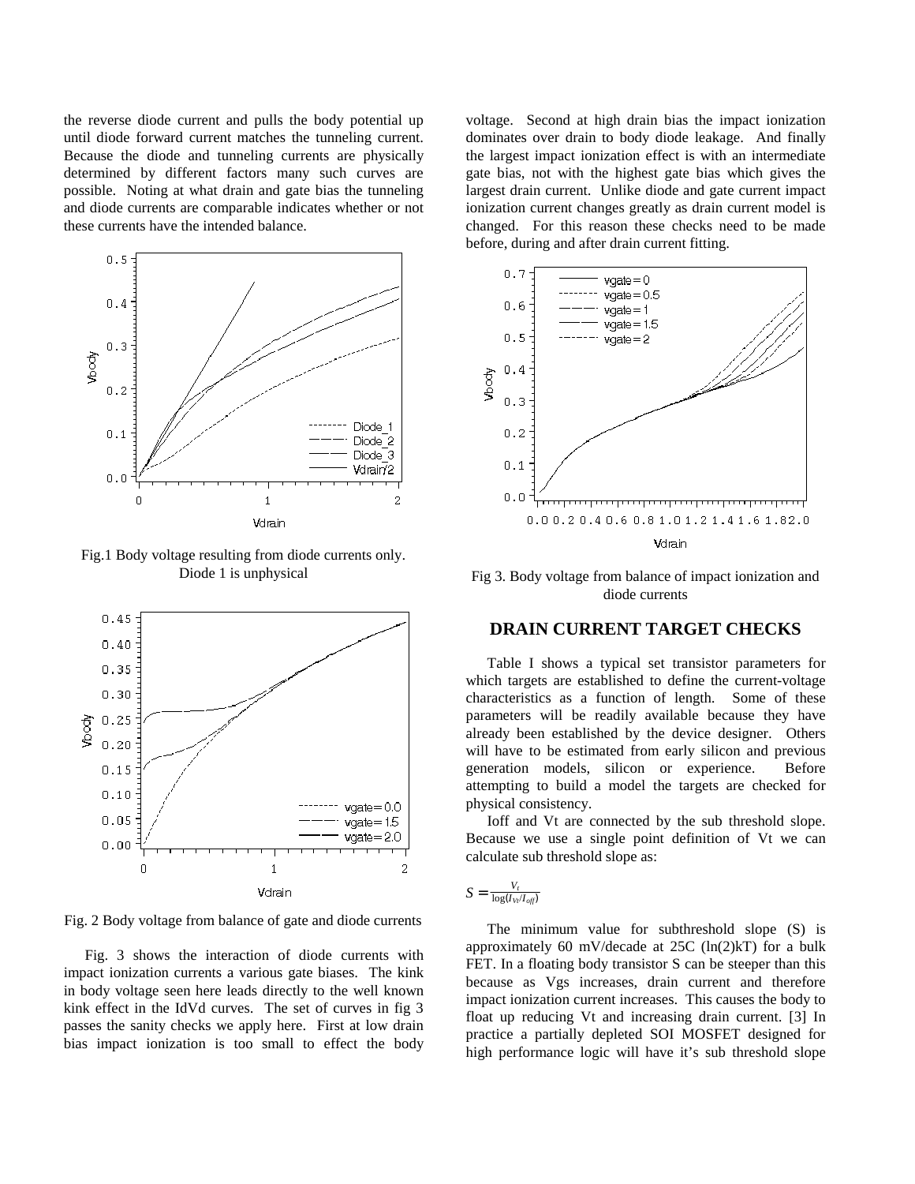the reverse diode current and pulls the body potential up until diode forward current matches the tunneling current. Because the diode and tunneling currents are physically determined by different factors many such curves are possible. Noting at what drain and gate bias the tunneling and diode currents are comparable indicates whether or not these currents have the intended balance.

Fig.1 Body voltage resulting from diode currents only. Diode 1 is unphysical

Fig. 2 Body voltage from balance of gate and diode currents

Fig. 3 shows the interaction of diode currents with impact ionization currents a various gate biases. The kink in body voltage seen here leads directly to the well known kink effect in the IdVd curves. The set of curves in fig 3 passes the sanity checks we apply here. First at low drain bias impact ionization is too small to effect the body voltage. Second at high drain bias the impact ionization dominates over drain to body diode leakage. And finally the largest impact ionization effect is with an intermediate gate bias, not with the highest gate bias which gives the largest drain current. Unlike diode and gate current impact ionization current changes greatly as drain current model is changed. For this reason these checks need to be made before, during and after drain current fitting.

Fig 3. Body voltage from balance of impact ionization and diode currents

## DRAIN CURRENT TARGET CHECKS

Table I shows a typical set transistor parameters for which targets are established to define the current-voltage characteristics as a function of length. Some of these parameters will be readily available because they have already been established by the device designer. Others will have to be estimated from early silicon and previous generation models, silicon or experience. Before attempting to build a model the targets are checked for physical consistency.

Ioff and Vt are connected by the sub threshold slope. Because we use a single point definition of Vt we can calculate sub threshold slope as:

$$S = \frac{V_t}{\log(I_{Vt}/I_{off})}$$

The minimum value for subthreshold slope (S) is approximately 60 mV/decade at 25C (ln(2)kT) for a bulk FET. In a floating body transistor S can be steeper than this because as Vgs increases, drain current and therefore impact ionization current increases. This causes the body to float up reducing Vt and increasing drain current. [3] In practice a partially depleted SOI MOSFET designed for high performance logic will have it's sub threshold slope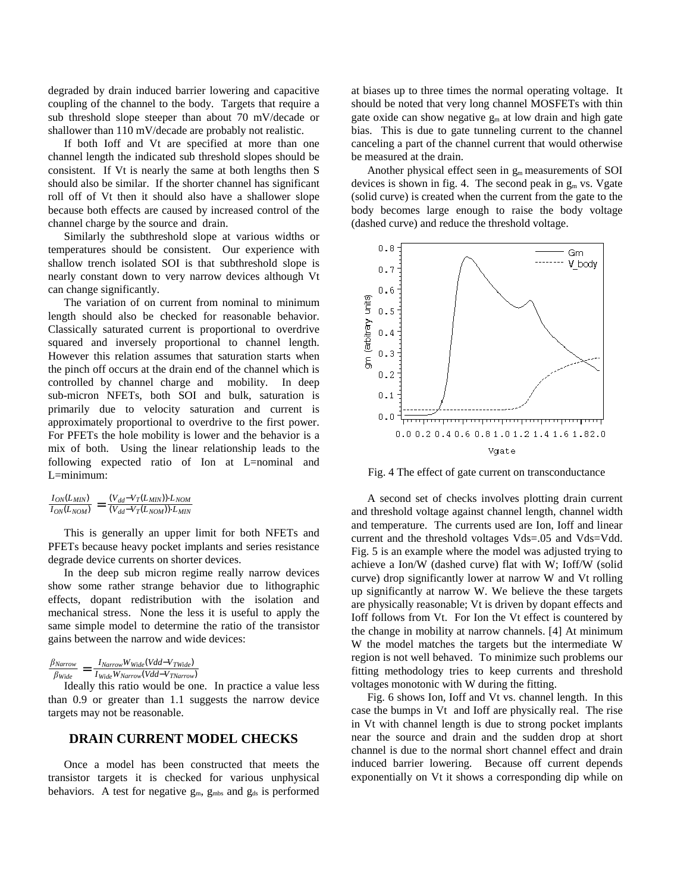degraded by drain induced barrier lowering and capacitive coupling of the channel to the body. Targets that require a sub threshold slope steeper than about 70 mV/decade or shallower than 110 mV/decade are probably not realistic.

If both Ioff and Vt are specified at more than one channel length the indicated sub threshold slopes should be consistent. If Vt is nearly the same at both lengths then S should also be similar. If the shorter channel has significant roll off of Vt then it should also have a shallower slope because both effects are caused by increased control of the channel charge by the source and drain.

Similarly the subthreshold slope at various widths or temperatures should be consistent. Our experience with shallow trench isolated SOI is that subthreshold slope is nearly constant down to very narrow devices although Vt can change significantly.

The variation of on current from nominal to minimum length should also be checked for reasonable behavior. Classically saturated current is proportional to overdrive squared and inversely proportional to channel length. However this relation assumes that saturation starts when the pinch off occurs at the drain end of the channel which is controlled by channel charge and mobility. In deep sub-micron NFETs, both SOI and bulk, saturation is primarily due to velocity saturation and current is approximately proportional to overdrive to the first power. For PFETs the hole mobility is lower and the behavior is a mix of both. Using the linear relationship leads to the following expected ratio of Ion at L=nominal and L=minimum:

$$\frac{I_{ON}(L_{MIN})}{I_{ON}(L_{NOM})} = \frac{(V_{dd}-V_T(L_{MIN}))\cdot L_{NOM}}{(V_{dd}-V_T(L_{NOM}))\cdot L_{MIN}}$$

This is generally an upper limit for both NFETs and PFETs because heavy pocket implants and series resistance degrade device currents on shorter devices.

In the deep sub micron regime really narrow devices show some rather strange behavior due to lithographic effects, dopant redistribution with the isolation and mechanical stress. None the less it is useful to apply the same simple model to determine the ratio of the transistor gains between the narrow and wide devices:

$$\frac{\beta_{Narrow}}{\beta_{Wide}} = \frac{I_{Narrow} W_{Wide} (Vdd - V_{TWide})}{I_{Wide} W_{Narrow} (Vdd - V_{TNarrow})}$$

Ideally this ratio would be one. In practice a value less than 0.9 or greater than 1.1 suggests the narrow device targets may not be reasonable.

## DRAIN CURRENT MODEL CHECKS

Once a model has been constructed that meets the transistor targets it is checked for various unphysical behaviors. A test for negative $g_m$, $g_{mbs}$ and $g_{ds}$ is performed at biases up to three times the normal operating voltage. It should be noted that very long channel MOSFETs with thin gate oxide can show negative $g_m$ at low drain and high gate bias. This is due to gate tunneling current to the channel canceling a part of the channel current that would otherwise be measured at the drain.

Another physical effect seen in $g_m$ measurements of SOI devices is shown in fig. 4. The second peak in $g_m$ vs. Vgate (solid curve) is created when the current from the gate to the body becomes large enough to raise the body voltage (dashed curve) and reduce the threshold voltage.

Fig. 4 The effect of gate current on transconductance

A second set of checks involves plotting drain current and threshold voltage against channel length, channel width and temperature. The currents used are Ion, Ioff and linear current and the threshold voltages Vds=.05 and Vds=Vdd. Fig. 5 is an example where the model was adjusted trying to achieve a Ion/W (dashed curve) flat with W; Ioff/W (solid curve) drop significantly lower at narrow W and Vt rolling up significantly at narrow W. We believe the these targets are physically reasonable; Vt is driven by dopant effects and Ioff follows from Vt. For Ion the Vt effect is countered by the change in mobility at narrow channels. [4] At minimum W the model matches the targets but the intermediate W region is not well behaved. To minimize such problems our fitting methodology tries to keep currents and threshold voltages monotonic with W during the fitting.

Fig. 6 shows Ion, Ioff and Vt vs. channel length. In this case the bumps in Vt and Ioff are physically real. The rise in Vt with channel length is due to strong pocket implants near the source and drain and the sudden drop at short channel is due to the normal short channel effect and drain induced barrier lowering. Because off current depends exponentially on Vt it shows a corresponding dip while on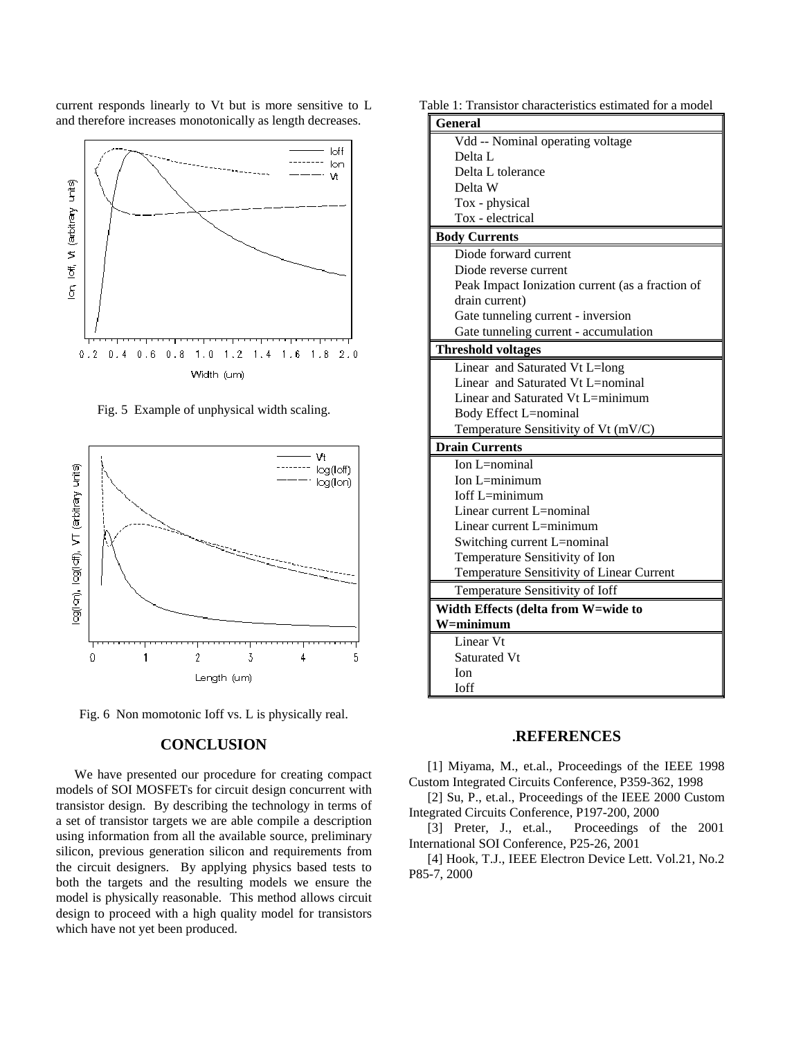current responds linearly to Vt but is more sensitive to L and therefore increases monotonically as length decreases.

Ioff
Ion
Vt

Ion, Ioff, Vt (arbitrary units)

0.2 0.4 0.6 0.8 1.0 1.2 1.4 1.6 1.8 2.0

Width (um)

Fig. 5 Example of unphysical width scaling.

Vt
log(Ioff)
log(Ion)

log(Ion), log(Ioff), VT (arbitrary units)

0 1 2 3 4 5

Length (um)

Fig. 6 Non momotonic Ioff vs. L is physically real.

## CONCLUSION

We have presented our procedure for creating compact models of SOI MOSFETs for circuit design concurrent with transistor design. By describing the technology in terms of a set of transistor targets we are able compile a description using information from all the available source, preliminary silicon, previous generation silicon and requirements from the circuit designers. By applying physics based tests to both the targets and the resulting models we ensure the model is physically reasonable. This method allows circuit design to proceed with a high quality model for transistors which have not yet been produced.

Table 1: Transistor characteristics estimated for a model

| |
|---|
| **General** |
| Vdd -- Nominal operating voltage |
| Delta L |
| Delta L tolerance |
| Delta W |
| Tox - physical |
| Tox - electrical |
| **Body Currents** |
| Diode forward current |
| Diode reverse current |
| Peak Impact Ionization current (as a fraction of drain current) |
| Gate tunneling current - inversion |
| Gate tunneling current - accumulation |
| **Threshold voltages** |
| Linear and Saturated Vt L=long |
| Linear and Saturated Vt L=nominal |
| Linear and Saturated Vt L=minimum |
| Body Effect L=nominal |
| Temperature Sensitivity of Vt (mV/C) |
| **Drain Currents** |
| Ion L=nominal |
| Ion L=minimum |
| Ioff L=minimum |
| Linear current L=nominal |
| Linear current L=minimum |
| Switching current L=nominal |
| Temperature Sensitivity of Ion |
| Temperature Sensitivity of Linear Current |
| Temperature Sensitivity of Ioff |
| **Width Effects (delta from W=wide to W=minimum** |
| Linear Vt |
| Saturated Vt |
| Ion |
| Ioff |

## .REFERENCES

[1] Miyama, M., et.al., Proceedings of the IEEE 1998 Custom Integrated Circuits Conference, P359-362, 1998

[2] Su, P., et.al., Proceedings of the IEEE 2000 Custom Integrated Circuits Conference, P197-200, 2000

[3] Preter, J., et.al., Proceedings of the 2001 International SOI Conference, P25-26, 2001

[4] Hook, T.J., IEEE Electron Device Lett. Vol.21, No.2 P85-7, 2000